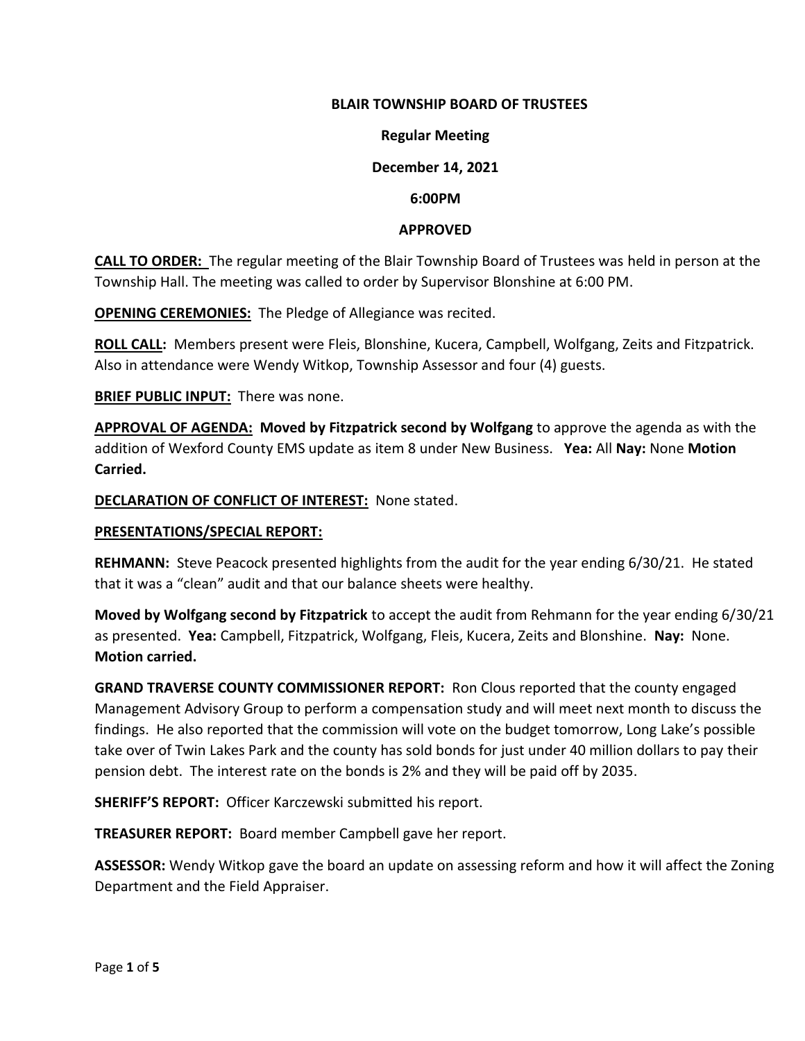**BLAIR TOWNSHIP BOARD OF TRUSTEES**

**Regular Meeting**

**December 14, 2021**

**6:00PM**

**APPROVED**

**CALL TO ORDER:** The regular meeting of the Blair Township Board of Trustees was held in person at the Township Hall. The meeting was called to order by Supervisor Blonshine at 6:00 PM.

**OPENING CEREMONIES:** The Pledge of Allegiance was recited.

**ROLL CALL:** Members present were Fleis, Blonshine, Kucera, Campbell, Wolfgang, Zeits and Fitzpatrick. Also in attendance were Wendy Witkop, Township Assessor and four (4) guests.

**BRIEF PUBLIC INPUT:** There was none.

**APPROVAL OF AGENDA:** **Moved by Fitzpatrick second by Wolfgang** to approve the agenda as with the addition of Wexford County EMS update as item 8 under New Business. **Yea:** All **Nay:** None **Motion Carried.**

**DECLARATION OF CONFLICT OF INTEREST:** None stated.

**PRESENTATIONS/SPECIAL REPORT:**

**REHMANN:** Steve Peacock presented highlights from the audit for the year ending 6/30/21. He stated that it was a "clean" audit and that our balance sheets were healthy.

**Moved by Wolfgang second by Fitzpatrick** to accept the audit from Rehmann for the year ending 6/30/21 as presented. **Yea:** Campbell, Fitzpatrick, Wolfgang, Fleis, Kucera, Zeits and Blonshine. **Nay:** None. **Motion carried.**

**GRAND TRAVERSE COUNTY COMMISSIONER REPORT:** Ron Clous reported that the county engaged Management Advisory Group to perform a compensation study and will meet next month to discuss the findings. He also reported that the commission will vote on the budget tomorrow, Long Lake's possible take over of Twin Lakes Park and the county has sold bonds for just under 40 million dollars to pay their pension debt. The interest rate on the bonds is 2% and they will be paid off by 2035.

**SHERIFF'S REPORT:** Officer Karczewski submitted his report.

**TREASURER REPORT:** Board member Campbell gave her report.

**ASSESSOR:** Wendy Witkop gave the board an update on assessing reform and how it will affect the Zoning Department and the Field Appraiser.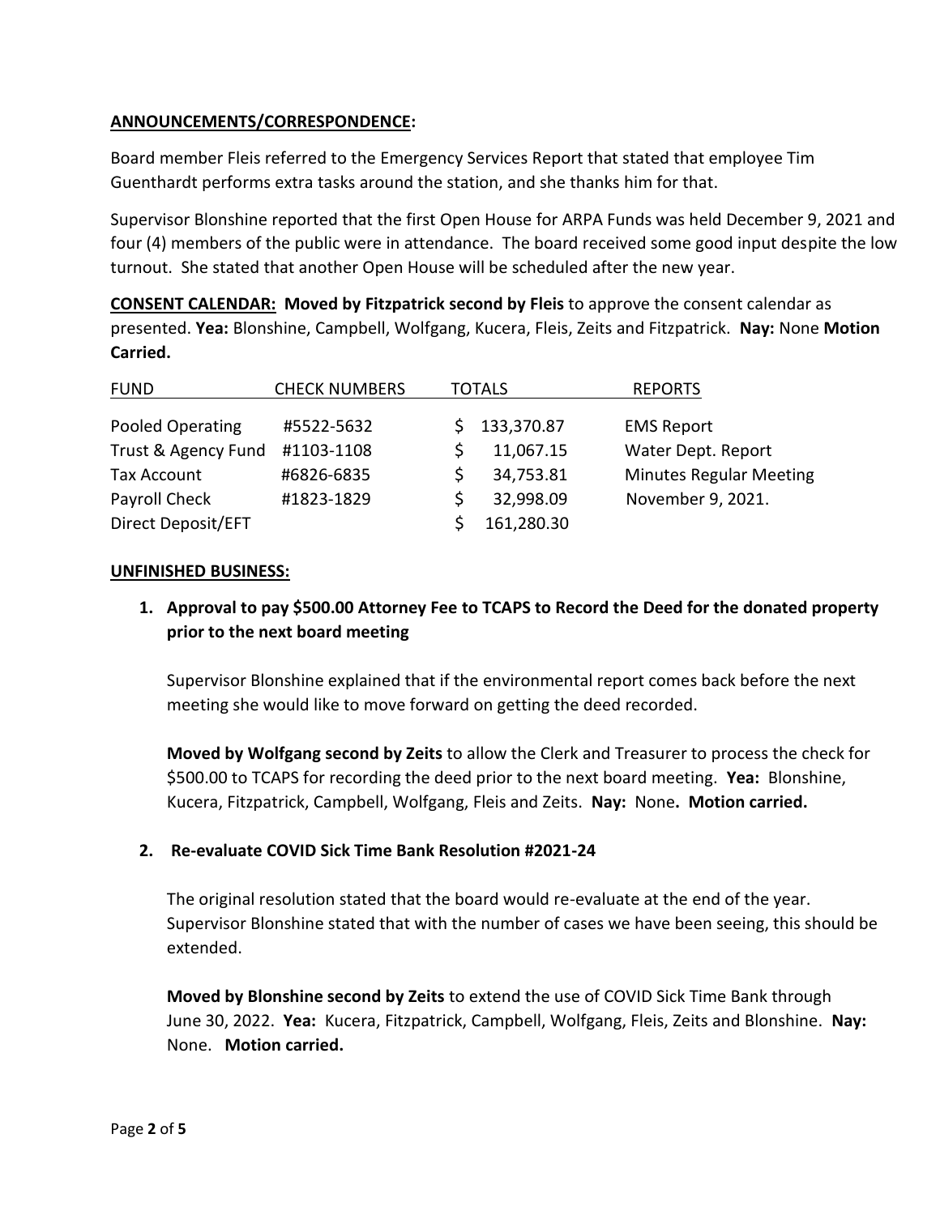**ANNOUNCEMENTS/CORRESPONDENCE:**

Board member Fleis referred to the Emergency Services Report that stated that employee Tim Guenthardt performs extra tasks around the station, and she thanks him for that.

Supervisor Blonshine reported that the first Open House for ARPA Funds was held December 9, 2021 and four (4) members of the public were in attendance. The board received some good input despite the low turnout. She stated that another Open House will be scheduled after the new year.

**CONSENT CALENDAR: Moved by Fitzpatrick second by Fleis** to approve the consent calendar as presented. **Yea:** Blonshine, Campbell, Wolfgang, Kucera, Fleis, Zeits and Fitzpatrick. **Nay:** None **Motion Carried.**

| FUND | CHECK NUMBERS | TOTALS | REPORTS |
|---|---|---|---|
| Pooled Operating | #5522-5632 | $ 133,370.87 | EMS Report |
| Trust & Agency Fund | #1103-1108 | $ 11,067.15 | Water Dept. Report |
| Tax Account | #6826-6835 | $ 34,753.81 | Minutes Regular Meeting |
| Payroll Check | #1823-1829 | $ 32,998.09 | November 9, 2021. |
| Direct Deposit/EFT | | $ 161,280.30 | |

**UNFINISHED BUSINESS:**

1. **Approval to pay $500.00 Attorney Fee to TCAPS to Record the Deed for the donated property prior to the next board meeting**

   Supervisor Blonshine explained that if the environmental report comes back before the next meeting she would like to move forward on getting the deed recorded.

   **Moved by Wolfgang second by Zeits** to allow the Clerk and Treasurer to process the check for $500.00 to TCAPS for recording the deed prior to the next board meeting. **Yea:** Blonshine, Kucera, Fitzpatrick, Campbell, Wolfgang, Fleis and Zeits. **Nay:** None**. Motion carried.**

2. **Re-evaluate COVID Sick Time Bank Resolution #2021-24**

   The original resolution stated that the board would re-evaluate at the end of the year. Supervisor Blonshine stated that with the number of cases we have been seeing, this should be extended.

   **Moved by Blonshine second by Zeits** to extend the use of COVID Sick Time Bank through June 30, 2022. **Yea:** Kucera, Fitzpatrick, Campbell, Wolfgang, Fleis, Zeits and Blonshine. **Nay:** None. **Motion carried.**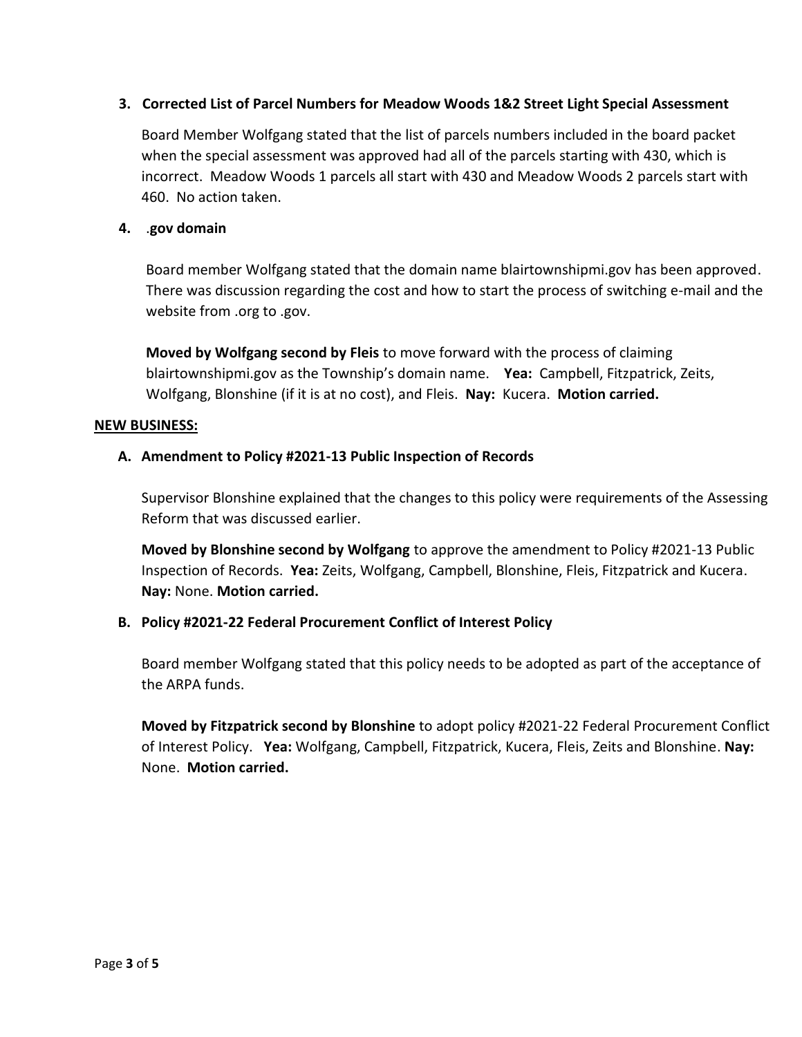**3. Corrected List of Parcel Numbers for Meadow Woods 1&2 Street Light Special Assessment**

Board Member Wolfgang stated that the list of parcels numbers included in the board packet when the special assessment was approved had all of the parcels starting with 430, which is incorrect. Meadow Woods 1 parcels all start with 430 and Meadow Woods 2 parcels start with 460. No action taken.

**4. .gov domain**

Board member Wolfgang stated that the domain name blairtownshipmi.gov has been approved. There was discussion regarding the cost and how to start the process of switching e-mail and the website from .org to .gov.

**Moved by Wolfgang second by Fleis** to move forward with the process of claiming blairtownshipmi.gov as the Township's domain name. **Yea:** Campbell, Fitzpatrick, Zeits, Wolfgang, Blonshine (if it is at no cost), and Fleis. **Nay:** Kucera. **Motion carried.**

**NEW BUSINESS:**

**A. Amendment to Policy #2021-13 Public Inspection of Records**

Supervisor Blonshine explained that the changes to this policy were requirements of the Assessing Reform that was discussed earlier.

**Moved by Blonshine second by Wolfgang** to approve the amendment to Policy #2021-13 Public Inspection of Records. **Yea:** Zeits, Wolfgang, Campbell, Blonshine, Fleis, Fitzpatrick and Kucera. **Nay:** None. **Motion carried.**

**B. Policy #2021-22 Federal Procurement Conflict of Interest Policy**

Board member Wolfgang stated that this policy needs to be adopted as part of the acceptance of the ARPA funds.

**Moved by Fitzpatrick second by Blonshine** to adopt policy #2021-22 Federal Procurement Conflict of Interest Policy. **Yea:** Wolfgang, Campbell, Fitzpatrick, Kucera, Fleis, Zeits and Blonshine. **Nay:** None. **Motion carried.**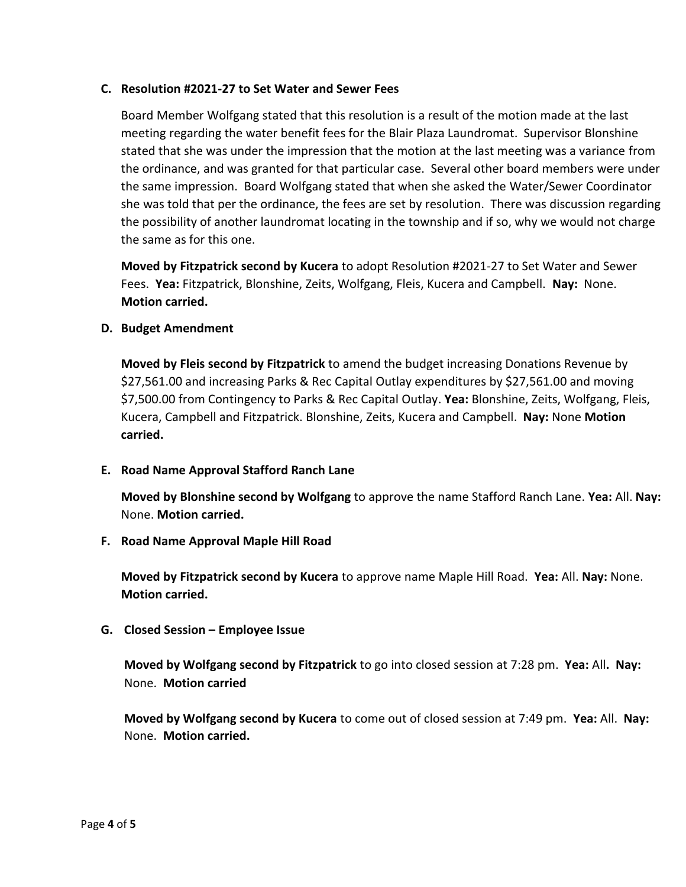**C. Resolution #2021-27 to Set Water and Sewer Fees**

Board Member Wolfgang stated that this resolution is a result of the motion made at the last meeting regarding the water benefit fees for the Blair Plaza Laundromat. Supervisor Blonshine stated that she was under the impression that the motion at the last meeting was a variance from the ordinance, and was granted for that particular case. Several other board members were under the same impression. Board Wolfgang stated that when she asked the Water/Sewer Coordinator she was told that per the ordinance, the fees are set by resolution. There was discussion regarding the possibility of another laundromat locating in the township and if so, why we would not charge the same as for this one.

**Moved by Fitzpatrick second by Kucera** to adopt Resolution #2021-27 to Set Water and Sewer Fees. **Yea:** Fitzpatrick, Blonshine, Zeits, Wolfgang, Fleis, Kucera and Campbell. **Nay:** None. **Motion carried.**

**D. Budget Amendment**

**Moved by Fleis second by Fitzpatrick** to amend the budget increasing Donations Revenue by $27,561.00 and increasing Parks & Rec Capital Outlay expenditures by $27,561.00 and moving $7,500.00 from Contingency to Parks & Rec Capital Outlay. **Yea:** Blonshine, Zeits, Wolfgang, Fleis, Kucera, Campbell and Fitzpatrick. Blonshine, Zeits, Kucera and Campbell. **Nay:** None **Motion carried.**

**E. Road Name Approval Stafford Ranch Lane**

**Moved by Blonshine second by Wolfgang** to approve the name Stafford Ranch Lane. **Yea:** All. **Nay:** None. **Motion carried.**

**F. Road Name Approval Maple Hill Road**

**Moved by Fitzpatrick second by Kucera** to approve name Maple Hill Road. **Yea:** All. **Nay:** None. **Motion carried.**

**G. Closed Session – Employee Issue**

**Moved by Wolfgang second by Fitzpatrick** to go into closed session at 7:28 pm. **Yea:** All**. Nay:** None. **Motion carried**

**Moved by Wolfgang second by Kucera** to come out of closed session at 7:49 pm. **Yea:** All. **Nay:** None. **Motion carried.**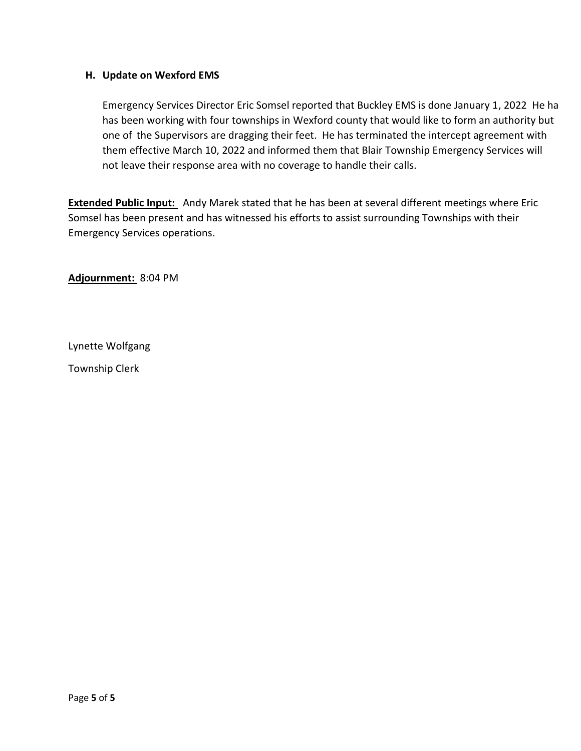### H. Update on Wexford EMS

Emergency Services Director Eric Somsel reported that Buckley EMS is done January 1, 2022 He ha has been working with four townships in Wexford county that would like to form an authority but one of the Supervisors are dragging their feet. He has terminated the intercept agreement with them effective March 10, 2022 and informed them that Blair Township Emergency Services will not leave their response area with no coverage to handle their calls.

**Extended Public Input:** Andy Marek stated that he has been at several different meetings where Eric Somsel has been present and has witnessed his efforts to assist surrounding Townships with their Emergency Services operations.

**Adjournment:** 8:04 PM

Lynette Wolfgang

Township Clerk